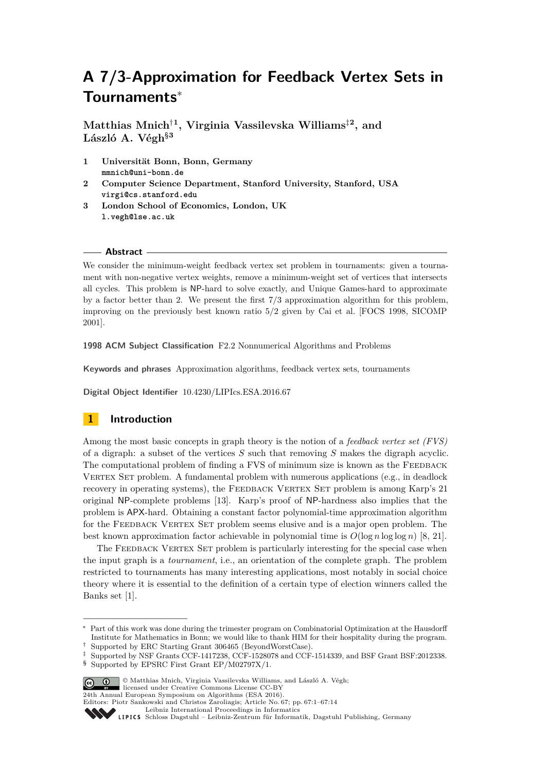# A 7/3-Approximation for Feedback Vertex Sets in Tournaments*

**Matthias Mnich†[1], Virginia Vassilevska Williams‡[2], and László A. Végh§[3]**

1. **Universität Bonn, Bonn, Germany**
   `mmnich@uni-bonn.de`
2. **Computer Science Department, Stanford University, Stanford, USA**
   `virgi@cs.stanford.edu`
3. **London School of Economics, London, UK**
   `l.vegh@lse.ac.uk`

## Abstract

We consider the minimum-weight feedback vertex set problem in tournaments: given a tournament with non-negative vertex weights, remove a minimum-weight set of vertices that intersects all cycles. This problem is NP-hard to solve exactly, and Unique Games-hard to approximate by a factor better than 2. We present the first 7/3 approximation algorithm for this problem, improving on the previously best known ratio 5/2 given by Cai et al. [FOCS 1998, SICOMP 2001].

**1998 ACM Subject Classification** F2.2 Nonnumerical Algorithms and Problems

**Keywords and phrases** Approximation algorithms, feedback vertex sets, tournaments

**Digital Object Identifier** 10.4230/LIPIcs.ESA.2016.67

## 1 Introduction

Among the most basic concepts in graph theory is the notion of a *feedback vertex set (FVS)* of a digraph: a subset of the vertices $S$ such that removing $S$ makes the digraph acyclic. The computational problem of finding a FVS of minimum size is known as the Feedback Vertex Set problem. A fundamental problem with numerous applications (e.g., in deadlock recovery in operating systems), the Feedback Vertex Set problem is among Karp's 21 original NP-complete problems [13]. Karp's proof of NP-hardness also implies that the problem is APX-hard. Obtaining a constant factor polynomial-time approximation algorithm for the Feedback Vertex Set problem seems elusive and is a major open problem. The best known approximation factor achievable in polynomial time is $O(\log n \log \log n)$ [8, 21].

The Feedback Vertex Set problem is particularly interesting for the special case when the input graph is a *tournament*, i.e., an orientation of the complete graph. The problem restricted to tournaments has many interesting applications, most notably in social choice theory where it is essential to the definition of a certain type of election winners called the Banks set [1].

---

* Part of this work was done during the trimester program on Combinatorial Optimization at the Hausdorff Institute for Mathematics in Bonn; we would like to thank HIM for their hospitality during the program.
† Supported by ERC Starting Grant 306465 (BeyondWorstCase).
‡ Supported by NSF Grants CCF-1417238, CCF-1528078 and CCF-1514339, and BSF Grant BSF:2012338.
§ Supported by EPSRC First Grant EP/M02797X/1.

© Matthias Mnich, Virginia Vassilevska Williams, and László A. Végh; licensed under Creative Commons License CC-BY
24th Annual European Symposium on Algorithms (ESA 2016).
Editors: Piotr Sankowski and Christos Zaroliagis; Article No. 67; pp. 67:1–67:14
Leibniz International Proceedings in Informatics
Schloss Dagstuhl – Leibniz-Zentrum für Informatik, Dagstuhl Publishing, Germany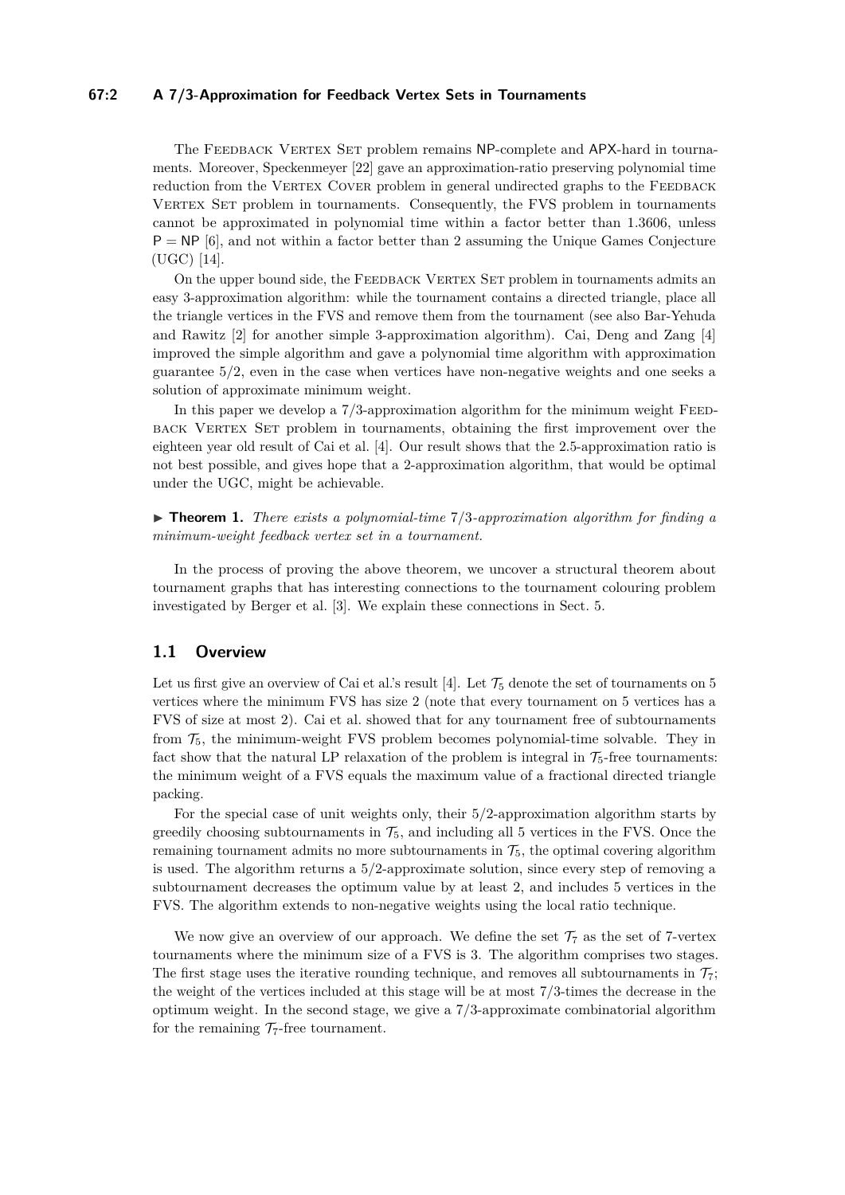The Feedback Vertex Set problem remains NP-complete and APX-hard in tournaments. Moreover, Speckenmeyer [22] gave an approximation-ratio preserving polynomial time reduction from the Vertex Cover problem in general undirected graphs to the Feedback Vertex Set problem in tournaments. Consequently, the FVS problem in tournaments cannot be approximated in polynomial time within a factor better than 1.3606, unless $\mathsf{P} = \mathsf{NP}$ [6], and not within a factor better than 2 assuming the Unique Games Conjecture (UGC) [14].

On the upper bound side, the Feedback Vertex Set problem in tournaments admits an easy 3-approximation algorithm: while the tournament contains a directed triangle, place all the triangle vertices in the FVS and remove them from the tournament (see also Bar-Yehuda and Rawitz [2] for another simple 3-approximation algorithm). Cai, Deng and Zang [4] improved the simple algorithm and gave a polynomial time algorithm with approximation guarantee 5/2, even in the case when vertices have non-negative weights and one seeks a solution of approximate minimum weight.

In this paper we develop a 7/3-approximation algorithm for the minimum weight Feedback Vertex Set problem in tournaments, obtaining the first improvement over the eighteen year old result of Cai et al. [4]. Our result shows that the 2.5-approximation ratio is not best possible, and gives hope that a 2-approximation algorithm, that would be optimal under the UGC, might be achievable.

▶ **Theorem 1.** *There exists a polynomial-time* 7/3*-approximation algorithm for finding a minimum-weight feedback vertex set in a tournament.*

In the process of proving the above theorem, we uncover a structural theorem about tournament graphs that has interesting connections to the tournament colouring problem investigated by Berger et al. [3]. We explain these connections in Sect. 5.

## 1.1 Overview

Let us first give an overview of Cai et al.'s result [4]. Let $\mathcal{T}_5$ denote the set of tournaments on 5 vertices where the minimum FVS has size 2 (note that every tournament on 5 vertices has a FVS of size at most 2). Cai et al. showed that for any tournament free of subtournaments from $\mathcal{T}_5$, the minimum-weight FVS problem becomes polynomial-time solvable. They in fact show that the natural LP relaxation of the problem is integral in $\mathcal{T}_5$-free tournaments: the minimum weight of a FVS equals the maximum value of a fractional directed triangle packing.

For the special case of unit weights only, their 5/2-approximation algorithm starts by greedily choosing subtournaments in $\mathcal{T}_5$, and including all 5 vertices in the FVS. Once the remaining tournament admits no more subtournaments in $\mathcal{T}_5$, the optimal covering algorithm is used. The algorithm returns a 5/2-approximate solution, since every step of removing a subtournament decreases the optimum value by at least 2, and includes 5 vertices in the FVS. The algorithm extends to non-negative weights using the local ratio technique.

We now give an overview of our approach. We define the set $\mathcal{T}_7$ as the set of 7-vertex tournaments where the minimum size of a FVS is 3. The algorithm comprises two stages. The first stage uses the iterative rounding technique, and removes all subtournaments in $\mathcal{T}_7$; the weight of the vertices included at this stage will be at most 7/3-times the decrease in the optimum weight. In the second stage, we give a 7/3-approximate combinatorial algorithm for the remaining $\mathcal{T}_7$-free tournament.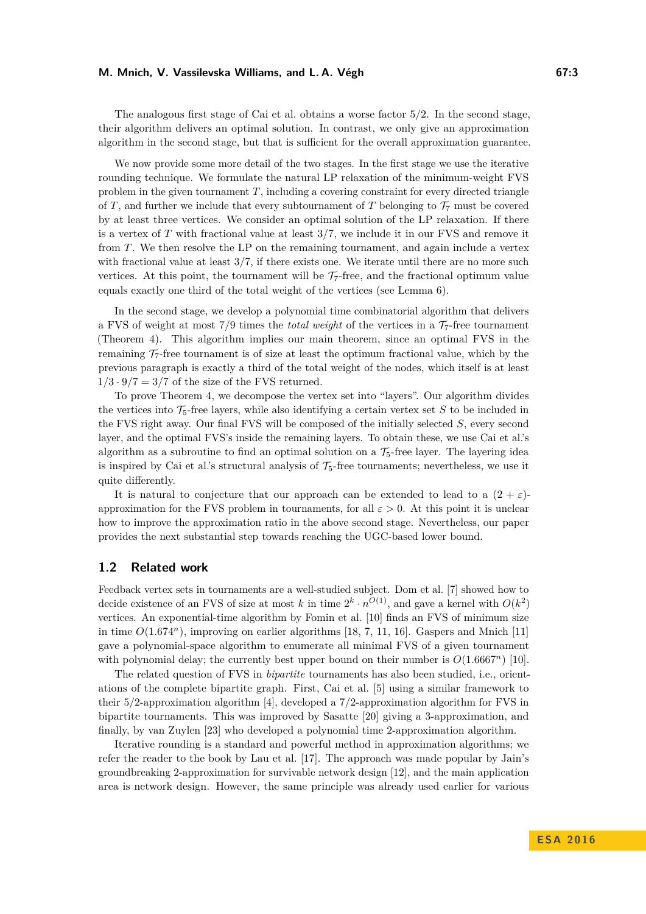The analogous first stage of Cai et al. obtains a worse factor 5/2. In the second stage, their algorithm delivers an optimal solution. In contrast, we only give an approximation algorithm in the second stage, but that is sufficient for the overall approximation guarantee.

We now provide some more detail of the two stages. In the first stage we use the iterative rounding technique. We formulate the natural LP relaxation of the minimum-weight FVS problem in the given tournament $T$, including a covering constraint for every directed triangle of $T$, and further we include that every subtournament of $T$ belonging to $\mathcal{T}_7$ must be covered by at least three vertices. We consider an optimal solution of the LP relaxation. If there is a vertex of $T$ with fractional value at least $3/7$, we include it in our FVS and remove it from $T$. We then resolve the LP on the remaining tournament, and again include a vertex with fractional value at least $3/7$, if there exists one. We iterate until there are no more such vertices. At this point, the tournament will be $\mathcal{T}_7$-free, and the fractional optimum value equals exactly one third of the total weight of the vertices (see Lemma 6).

In the second stage, we develop a polynomial time combinatorial algorithm that delivers a FVS of weight at most $7/9$ times the *total weight* of the vertices in a $\mathcal{T}_7$-free tournament (Theorem 4). This algorithm implies our main theorem, since an optimal FVS in the remaining $\mathcal{T}_7$-free tournament is of size at least the optimum fractional value, which by the previous paragraph is exactly a third of the total weight of the nodes, which itself is at least $1/3 \cdot 9/7 = 3/7$ of the size of the FVS returned.

To prove Theorem 4, we decompose the vertex set into "layers". Our algorithm divides the vertices into $\mathcal{T}_5$-free layers, while also identifying a certain vertex set $S$ to be included in the FVS right away. Our final FVS will be composed of the initially selected $S$, every second layer, and the optimal FVS's inside the remaining layers. To obtain these, we use Cai et al.'s algorithm as a subroutine to find an optimal solution on a $\mathcal{T}_5$-free layer. The layering idea is inspired by Cai et al.'s structural analysis of $\mathcal{T}_5$-free tournaments; nevertheless, we use it quite differently.

It is natural to conjecture that our approach can be extended to lead to a $(2 + \varepsilon)$-approximation for the FVS problem in tournaments, for all $\varepsilon > 0$. At this point it is unclear how to improve the approximation ratio in the above second stage. Nevertheless, our paper provides the next substantial step towards reaching the UGC-based lower bound.

## 1.2 Related work

Feedback vertex sets in tournaments are a well-studied subject. Dom et al. [7] showed how to decide existence of an FVS of size at most $k$ in time $2^k \cdot n^{O(1)}$, and gave a kernel with $O(k^2)$ vertices. An exponential-time algorithm by Fomin et al. [10] finds an FVS of minimum size in time $O(1.674^n)$, improving on earlier algorithms [18, 7, 11, 16]. Gaspers and Mnich [11] gave a polynomial-space algorithm to enumerate all minimal FVS of a given tournament with polynomial delay; the currently best upper bound on their number is $O(1.6667^n)$ [10].

The related question of FVS in *bipartite* tournaments has also been studied, i.e., orientations of the complete bipartite graph. First, Cai et al. [5] using a similar framework to their 5/2-approximation algorithm [4], developed a 7/2-approximation algorithm for FVS in bipartite tournaments. This was improved by Sasatte [20] giving a 3-approximation, and finally, by van Zuylen [23] who developed a polynomial time 2-approximation algorithm.

Iterative rounding is a standard and powerful method in approximation algorithms; we refer the reader to the book by Lau et al. [17]. The approach was made popular by Jain's groundbreaking 2-approximation for survivable network design [12], and the main application area is network design. However, the same principle was already used earlier for various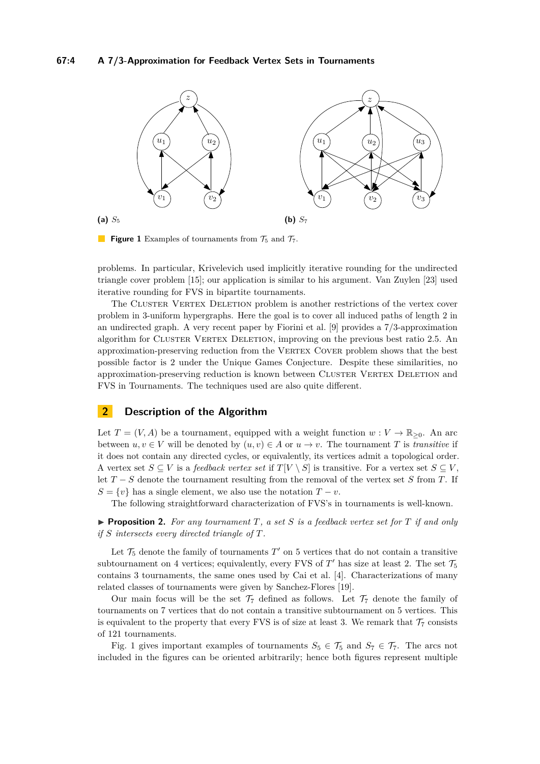(a) $S_5$

(b) $S_7$

**Figure 1** Examples of tournaments from $\mathcal{T}_5$ and $\mathcal{T}_7$.

problems. In particular, Krivelevich used implicitly iterative rounding for the undirected triangle cover problem [15]; our application is similar to his argument. Van Zuylen [23] used iterative rounding for FVS in bipartite tournaments.

The Cluster Vertex Deletion problem is another restrictions of the vertex cover problem in 3-uniform hypergraphs. Here the goal is to cover all induced paths of length 2 in an undirected graph. A very recent paper by Fiorini et al. [9] provides a 7/3-approximation algorithm for Cluster Vertex Deletion, improving on the previous best ratio 2.5. An approximation-preserving reduction from the Vertex Cover problem shows that the best possible factor is 2 under the Unique Games Conjecture. Despite these similarities, no approximation-preserving reduction is known between Cluster Vertex Deletion and FVS in Tournaments. The techniques used are also quite different.

## 2 Description of the Algorithm

Let $T = (V, A)$ be a tournament, equipped with a weight function $w : V \to \mathbb{R}_{\geq 0}$. An arc between $u, v \in V$ will be denoted by $(u, v) \in A$ or $u \to v$. The tournament $T$ is *transitive* if it does not contain any directed cycles, or equivalently, its vertices admit a topological order. A vertex set $S \subseteq V$ is a *feedback vertex set* if $T[V \setminus S]$ is transitive. For a vertex set $S \subseteq V$, let $T - S$ denote the tournament resulting from the removal of the vertex set $S$ from $T$. If $S = \{v\}$ has a single element, we also use the notation $T - v$.

The following straightforward characterization of FVS's in tournaments is well-known.

▶ **Proposition 2.** *For any tournament $T$, a set $S$ is a feedback vertex set for $T$ if and only if $S$ intersects every directed triangle of $T$.*

Let $\mathcal{T}_5$ denote the family of tournaments $T'$ on 5 vertices that do not contain a transitive subtournament on 4 vertices; equivalently, every FVS of $T'$ has size at least 2. The set $\mathcal{T}_5$ contains 3 tournaments, the same ones used by Cai et al. [4]. Characterizations of many related classes of tournaments were given by Sanchez-Flores [19].

Our main focus will be the set $\mathcal{T}_7$ defined as follows. Let $\mathcal{T}_7$ denote the family of tournaments on 7 vertices that do not contain a transitive subtournament on 5 vertices. This is equivalent to the property that every FVS is of size at least 3. We remark that $\mathcal{T}_7$ consists of 121 tournaments.

Fig. 1 gives important examples of tournaments $S_5 \in \mathcal{T}_5$ and $S_7 \in \mathcal{T}_7$. The arcs not included in the figures can be oriented arbitrarily; hence both figures represent multiple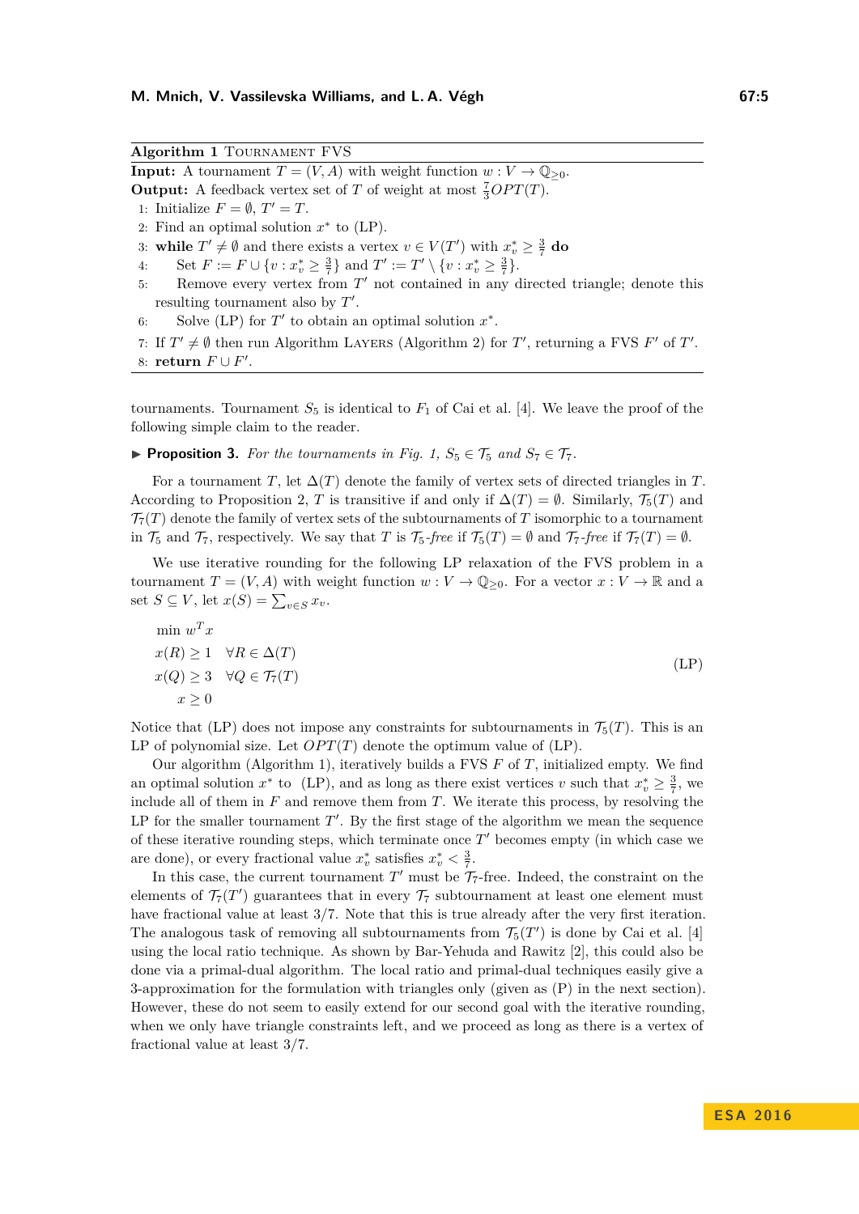**Algorithm 1** TOURNAMENT FVS

**Input:** A tournament $T = (V, A)$ with weight function $w : V \to \mathbb{Q}_{\geq 0}$.
**Output:** A feedback vertex set of $T$ of weight at most $\frac{7}{3}OPT(T)$.

1: Initialize $F = \emptyset$, $T' = T$.
2: Find an optimal solution $x^*$ to (LP).
3: **while** $T' \neq \emptyset$ and there exists a vertex $v \in V(T')$ with $x^*_v \geq \frac{3}{7}$ **do**
4: Set $F := F \cup \{v : x^*_v \geq \frac{3}{7}\}$ and $T' := T' \setminus \{v : x^*_v \geq \frac{3}{7}\}$.
5: Remove every vertex from $T'$ not contained in any directed triangle; denote this resulting tournament also by $T'$.
6: Solve (LP) for $T'$ to obtain an optimal solution $x^*$.
7: If $T' \neq \emptyset$ then run Algorithm LAYERS (Algorithm 2) for $T'$, returning a FVS $F'$ of $T'$.
8: **return** $F \cup F'$.

tournaments. Tournament $S_5$ is identical to $F_1$ of Cai et al. [4]. We leave the proof of the following simple claim to the reader.

▶ **Proposition 3.** *For the tournaments in Fig. 1, $S_5 \in \mathcal{T}_5$ and $S_7 \in \mathcal{T}_7$.*

For a tournament $T$, let $\Delta(T)$ denote the family of vertex sets of directed triangles in $T$. According to Proposition 2, $T$ is transitive if and only if $\Delta(T) = \emptyset$. Similarly, $\mathcal{T}_5(T)$ and $\mathcal{T}_7(T)$ denote the family of vertex sets of the subtournaments of $T$ isomorphic to a tournament in $\mathcal{T}_5$ and $\mathcal{T}_7$, respectively. We say that $T$ is *$\mathcal{T}_5$-free* if $\mathcal{T}_5(T) = \emptyset$ and *$\mathcal{T}_7$-free* if $\mathcal{T}_7(T) = \emptyset$.

We use iterative rounding for the following LP relaxation of the FVS problem in a tournament $T = (V, A)$ with weight function $w : V \to \mathbb{Q}_{\geq 0}$. For a vector $x : V \to \mathbb{R}$ and a set $S \subseteq V$, let $x(S) = \sum_{v \in S} x_v$.

$$
\begin{aligned}
\min\ & w^T x \\
x(R) &\geq 1 \quad \forall R \in \Delta(T) \\
x(Q) &\geq 3 \quad \forall Q \in \mathcal{T}_7(T) \\
x &\geq 0
\end{aligned}
\tag{LP}
$$

Notice that (LP) does not impose any constraints for subtournaments in $\mathcal{T}_5(T)$. This is an LP of polynomial size. Let $OPT(T)$ denote the optimum value of (LP).

Our algorithm (Algorithm 1), iteratively builds a FVS $F$ of $T$, initialized empty. We find an optimal solution $x^*$ to (LP), and as long as there exist vertices $v$ such that $x^*_v \geq \frac{3}{7}$, we include all of them in $F$ and remove them from $T$. We iterate this process, by resolving the LP for the smaller tournament $T'$. By the first stage of the algorithm we mean the sequence of these iterative rounding steps, which terminate once $T'$ becomes empty (in which case we are done), or every fractional value $x^*_v$ satisfies $x^*_v < \frac{3}{7}$.

In this case, the current tournament $T'$ must be $\mathcal{T}_7$-free. Indeed, the constraint on the elements of $\mathcal{T}_7(T')$ guarantees that in every $\mathcal{T}_7$ subtournament at least one element must have fractional value at least $3/7$. Note that this is true already after the very first iteration. The analogous task of removing all subtournaments from $\mathcal{T}_5(T')$ is done by Cai et al. [4] using the local ratio technique. As shown by Bar-Yehuda and Rawitz [2], this could also be done via a primal-dual algorithm. The local ratio and primal-dual techniques easily give a 3-approximation for the formulation with triangles only (given as (P) in the next section). However, these do not seem to easily extend for our second goal with the iterative rounding, when we only have triangle constraints left, and we proceed as long as there is a vertex of fractional value at least $3/7$.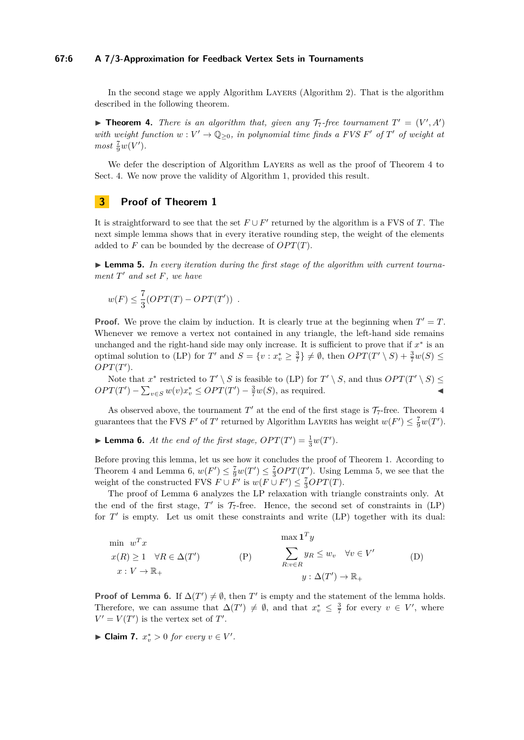In the second stage we apply Algorithm Layers (Algorithm 2). That is the algorithm described in the following theorem.

▶ **Theorem 4.** *There is an algorithm that, given any $\mathcal{T}_7$-free tournament $T' = (V', A')$ with weight function $w : V' \to \mathbb{Q}_{\geq 0}$, in polynomial time finds a FVS $F'$ of $T'$ of weight at most $\frac{7}{9}w(V')$.*

We defer the description of Algorithm Layers as well as the proof of Theorem 4 to Sect. 4. We now prove the validity of Algorithm 1, provided this result.

## 3 Proof of Theorem 1

It is straightforward to see that the set $F \cup F'$ returned by the algorithm is a FVS of $T$. The next simple lemma shows that in every iterative rounding step, the weight of the elements added to $F$ can be bounded by the decrease of $OPT(T)$.

▶ **Lemma 5.** *In every iteration during the first stage of the algorithm with current tournament $T'$ and set $F$, we have*

$$w(F) \leq \frac{7}{3}(OPT(T) - OPT(T')) \ .$$

**Proof.** We prove the claim by induction. It is clearly true at the beginning when $T' = T$. Whenever we remove a vertex not contained in any triangle, the left-hand side remains unchanged and the right-hand side may only increase. It is sufficient to prove that if $x^*$ is an optimal solution to (LP) for $T'$ and $S = \{v : x^*_v \geq \frac{3}{7}\} \neq \emptyset$, then $OPT(T' \setminus S) + \frac{3}{7}w(S) \leq OPT(T')$.

Note that $x^*$ restricted to $T' \setminus S$ is feasible to (LP) for $T' \setminus S$, and thus $OPT(T' \setminus S) \leq OPT(T') - \sum_{v \in S} w(v)x^*_v \leq OPT(T') - \frac{3}{7}w(S)$, as required. ◀

As observed above, the tournament $T'$ at the end of the first stage is $\mathcal{T}_7$-free. Theorem 4 guarantees that the FVS $F'$ of $T'$ returned by Algorithm Layers has weight $w(F') \leq \frac{7}{9}w(T')$.

▶ **Lemma 6.** *At the end of the first stage, $OPT(T') = \frac{1}{3}w(T')$.*

Before proving this lemma, let us see how it concludes the proof of Theorem 1. According to Theorem 4 and Lemma 6, $w(F') \leq \frac{7}{9}w(T') \leq \frac{7}{3}OPT(T')$. Using Lemma 5, we see that the weight of the constructed FVS $F \cup F'$ is $w(F \cup F') \leq \frac{7}{3}OPT(T)$.

The proof of Lemma 6 analyzes the LP relaxation with triangle constraints only. At the end of the first stage, $T'$ is $\mathcal{T}_7$-free. Hence, the second set of constraints in (LP) for $T'$ is empty. Let us omit these constraints and write (LP) together with its dual:

$$\begin{aligned} &\min \ \ w^T x \\ &x(R) \geq 1 \quad \forall R \in \Delta(T') \\ &\quad x : V \to \mathbb{R}_+ \end{aligned} \qquad \text{(P)} \qquad\qquad \begin{aligned} &\max \mathbf{1}^T y \\ &\sum_{R: v \in R} y_R \leq w_v \quad \forall v \in V' \\ &\quad y : \Delta(T') \to \mathbb{R}_+ \end{aligned} \qquad \text{(D)}$$

**Proof of Lemma 6.** If $\Delta(T') \neq \emptyset$, then $T'$ is empty and the statement of the lemma holds. Therefore, we can assume that $\Delta(T') \neq \emptyset$, and that $x^*_v \leq \frac{3}{7}$ for every $v \in V'$, where $V' = V(T')$ is the vertex set of $T'$.

▶ **Claim 7.** *$x^*_v > 0$ for every $v \in V'$.*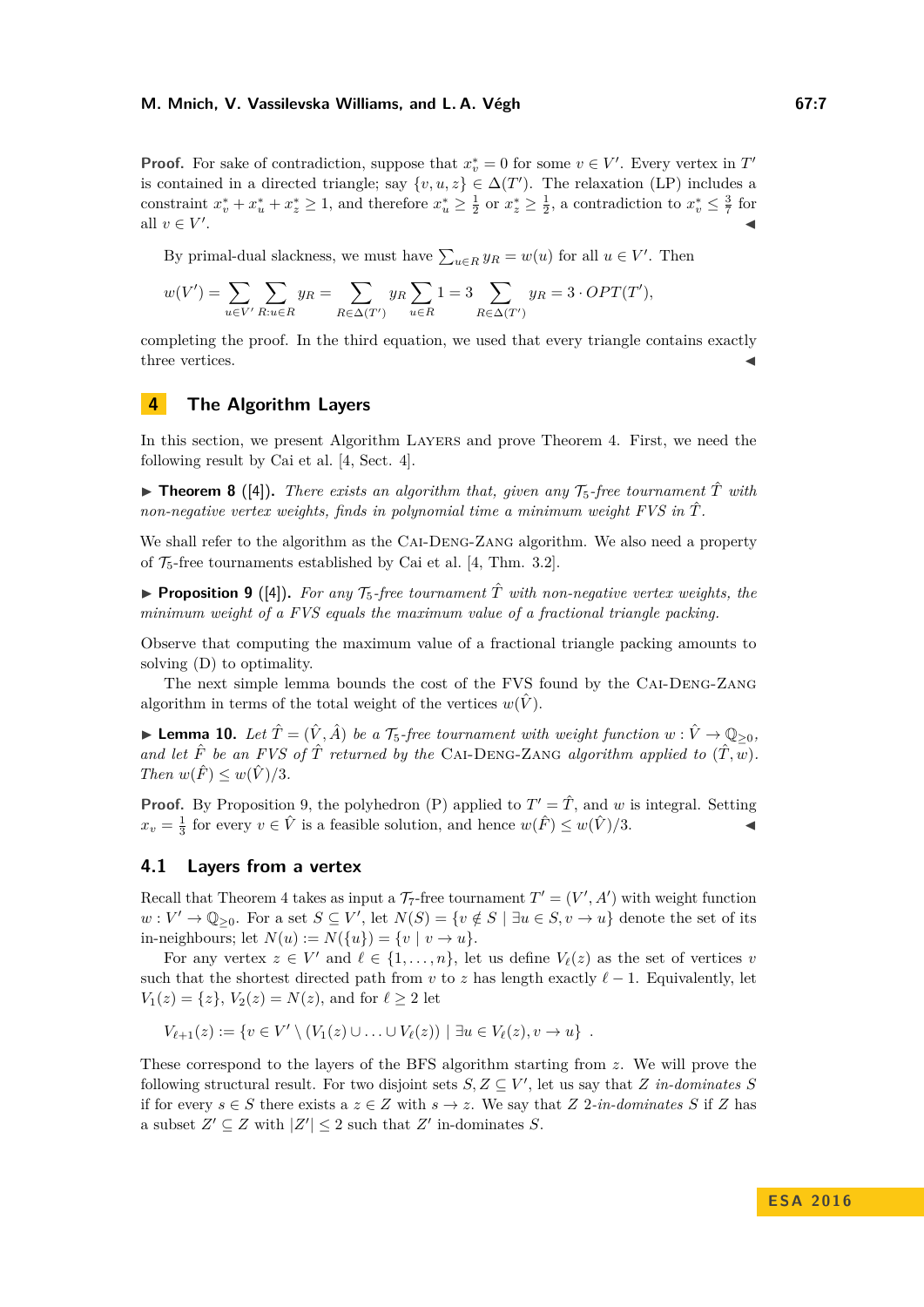**Proof.** For sake of contradiction, suppose that $x_v^* = 0$ for some $v \in V'$. Every vertex in $T'$ is contained in a directed triangle; say $\{v, u, z\} \in \Delta(T')$. The relaxation (LP) includes a constraint $x_v^* + x_u^* + x_z^* \geq 1$, and therefore $x_u^* \geq \frac{1}{2}$ or $x_z^* \geq \frac{1}{2}$, a contradiction to $x_v^* \leq \frac{3}{7}$ for all $v \in V'$. ◀

By primal-dual slackness, we must have $\sum_{u \in R} y_R = w(u)$ for all $u \in V'$. Then

$$w(V') = \sum_{u \in V'} \sum_{R : u \in R} y_R = \sum_{R \in \Delta(T')} y_R \sum_{u \in R} 1 = 3 \sum_{R \in \Delta(T')} y_R = 3 \cdot OPT(T'),$$

completing the proof. In the third equation, we used that every triangle contains exactly three vertices. ◀

# 4 The Algorithm Layers

In this section, we present Algorithm Layers and prove Theorem 4. First, we need the following result by Cai et al. [4, Sect. 4].

▶ **Theorem 8** ([4]). *There exists an algorithm that, given any $\mathcal{T}_5$-free tournament $\hat{T}$ with non-negative vertex weights, finds in polynomial time a minimum weight FVS in $\hat{T}$.*

We shall refer to the algorithm as the Cai-Deng-Zang algorithm. We also need a property of $\mathcal{T}_5$-free tournaments established by Cai et al. [4, Thm. 3.2].

▶ **Proposition 9** ([4]). *For any $\mathcal{T}_5$-free tournament $\hat{T}$ with non-negative vertex weights, the minimum weight of a FVS equals the maximum value of a fractional triangle packing.*

Observe that computing the maximum value of a fractional triangle packing amounts to solving (D) to optimality.

The next simple lemma bounds the cost of the FVS found by the Cai-Deng-Zang algorithm in terms of the total weight of the vertices $w(\hat{V})$.

▶ **Lemma 10.** *Let $\hat{T} = (\hat{V}, \hat{A})$ be a $\mathcal{T}_5$-free tournament with weight function $w : \hat{V} \to \mathbb{Q}_{\geq 0}$, and let $\hat{F}$ be an FVS of $\hat{T}$ returned by the Cai-Deng-Zang algorithm applied to $(\hat{T}, w)$. Then $w(\hat{F}) \leq w(\hat{V})/3$.*

**Proof.** By Proposition 9, the polyhedron (P) applied to $T' = \hat{T}$, and $w$ is integral. Setting $x_v = \frac{1}{3}$ for every $v \in \hat{V}$ is a feasible solution, and hence $w(\hat{F}) \leq w(\hat{V})/3$. ◀

## 4.1 Layers from a vertex

Recall that Theorem 4 takes as input a $\mathcal{T}_7$-free tournament $T' = (V', A')$ with weight function $w : V' \to \mathbb{Q}_{\geq 0}$. For a set $S \subseteq V'$, let $N(S) = \{v \notin S \mid \exists u \in S, v \to u\}$ denote the set of its in-neighbours; let $N(u) := N(\{u\}) = \{v \mid v \to u\}$.

For any vertex $z \in V'$ and $\ell \in \{1, \ldots, n\}$, let us define $V_\ell(z)$ as the set of vertices $v$ such that the shortest directed path from $v$ to $z$ has length exactly $\ell - 1$. Equivalently, let $V_1(z) = \{z\}$, $V_2(z) = N(z)$, and for $\ell \geq 2$ let

$$V_{\ell+1}(z) := \{v \in V' \setminus (V_1(z) \cup \ldots \cup V_\ell(z)) \mid \exists u \in V_\ell(z), v \to u\} \ .$$

These correspond to the layers of the BFS algorithm starting from $z$. We will prove the following structural result. For two disjoint sets $S, Z \subseteq V'$, let us say that $Z$ *in-dominates* $S$ if for every $s \in S$ there exists a $z \in Z$ with $s \to z$. We say that $Z$ *2-in-dominates* $S$ if $Z$ has a subset $Z' \subseteq Z$ with $|Z'| \leq 2$ such that $Z'$ in-dominates $S$.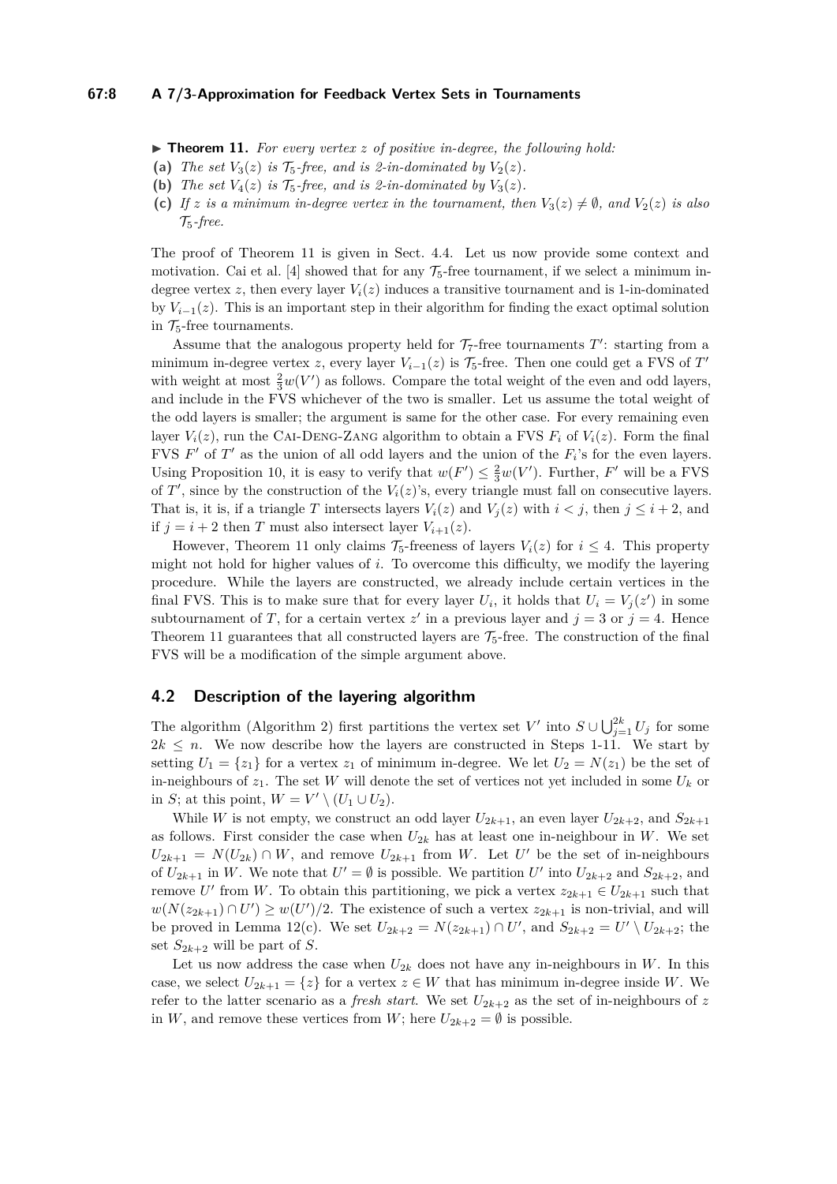▶ **Theorem 11.** *For every vertex $z$ of positive in-degree, the following hold:*

**(a)** *The set $V_3(z)$ is $\mathcal{T}_5$-free, and is 2-in-dominated by $V_2(z)$.*

**(b)** *The set $V_4(z)$ is $\mathcal{T}_5$-free, and is 2-in-dominated by $V_3(z)$.*

**(c)** *If $z$ is a minimum in-degree vertex in the tournament, then $V_3(z) \neq \emptyset$, and $V_2(z)$ is also $\mathcal{T}_5$-free.*

The proof of Theorem 11 is given in Sect. 4.4. Let us now provide some context and motivation. Cai et al. [4] showed that for any $\mathcal{T}_5$-free tournament, if we select a minimum in-degree vertex $z$, then every layer $V_i(z)$ induces a transitive tournament and is 1-in-dominated by $V_{i-1}(z)$. This is an important step in their algorithm for finding the exact optimal solution in $\mathcal{T}_5$-free tournaments.

Assume that the analogous property held for $\mathcal{T}_7$-free tournaments $T'$: starting from a minimum in-degree vertex $z$, every layer $V_{i-1}(z)$ is $\mathcal{T}_5$-free. Then one could get a FVS of $T'$ with weight at most $\frac{2}{3}w(V')$ as follows. Compare the total weight of the even and odd layers, and include in the FVS whichever of the two is smaller. Let us assume the total weight of the odd layers is smaller; the argument is same for the other case. For every remaining even layer $V_i(z)$, run the Cai-Deng-Zang algorithm to obtain a FVS $F_i$ of $V_i(z)$. Form the final FVS $F'$ of $T'$ as the union of all odd layers and the union of the $F_i$'s for the even layers. Using Proposition 10, it is easy to verify that $w(F') \leq \frac{2}{3}w(V')$. Further, $F'$ will be a FVS of $T'$, since by the construction of the $V_i(z)$'s, every triangle must fall on consecutive layers. That is, it is, if a triangle $T$ intersects layers $V_i(z)$ and $V_j(z)$ with $i < j$, then $j \leq i+2$, and if $j = i+2$ then $T$ must also intersect layer $V_{i+1}(z)$.

However, Theorem 11 only claims $\mathcal{T}_5$-freeness of layers $V_i(z)$ for $i \leq 4$. This property might not hold for higher values of $i$. To overcome this difficulty, we modify the layering procedure. While the layers are constructed, we already include certain vertices in the final FVS. This is to make sure that for every layer $U_i$, it holds that $U_i = V_j(z')$ in some subtournament of $T$, for a certain vertex $z'$ in a previous layer and $j = 3$ or $j = 4$. Hence Theorem 11 guarantees that all constructed layers are $\mathcal{T}_5$-free. The construction of the final FVS will be a modification of the simple argument above.

## 4.2 Description of the layering algorithm

The algorithm (Algorithm 2) first partitions the vertex set $V'$ into $S \cup \bigcup_{j=1}^{2k} U_j$ for some $2k \leq n$. We now describe how the layers are constructed in Steps 1-11. We start by setting $U_1 = \{z_1\}$ for a vertex $z_1$ of minimum in-degree. We let $U_2 = N(z_1)$ be the set of in-neighbours of $z_1$. The set $W$ will denote the set of vertices not yet included in some $U_k$ or in $S$; at this point, $W = V' \setminus (U_1 \cup U_2)$.

While $W$ is not empty, we construct an odd layer $U_{2k+1}$, an even layer $U_{2k+2}$, and $S_{2k+1}$ as follows. First consider the case when $U_{2k}$ has at least one in-neighbour in $W$. We set $U_{2k+1} = N(U_{2k}) \cap W$, and remove $U_{2k+1}$ from $W$. Let $U'$ be the set of in-neighbours of $U_{2k+1}$ in $W$. We note that $U' = \emptyset$ is possible. We partition $U'$ into $U_{2k+2}$ and $S_{2k+2}$, and remove $U'$ from $W$. To obtain this partitioning, we pick a vertex $z_{2k+1} \in U_{2k+1}$ such that $w(N(z_{2k+1}) \cap U') \geq w(U')/2$. The existence of such a vertex $z_{2k+1}$ is non-trivial, and will be proved in Lemma 12(c). We set $U_{2k+2} = N(z_{2k+1}) \cap U'$, and $S_{2k+2} = U' \setminus U_{2k+2}$; the set $S_{2k+2}$ will be part of $S$.

Let us now address the case when $U_{2k}$ does not have any in-neighbours in $W$. In this case, we select $U_{2k+1} = \{z\}$ for a vertex $z \in W$ that has minimum in-degree inside $W$. We refer to the latter scenario as a *fresh start*. We set $U_{2k+2}$ as the set of in-neighbours of $z$ in $W$, and remove these vertices from $W$; here $U_{2k+2} = \emptyset$ is possible.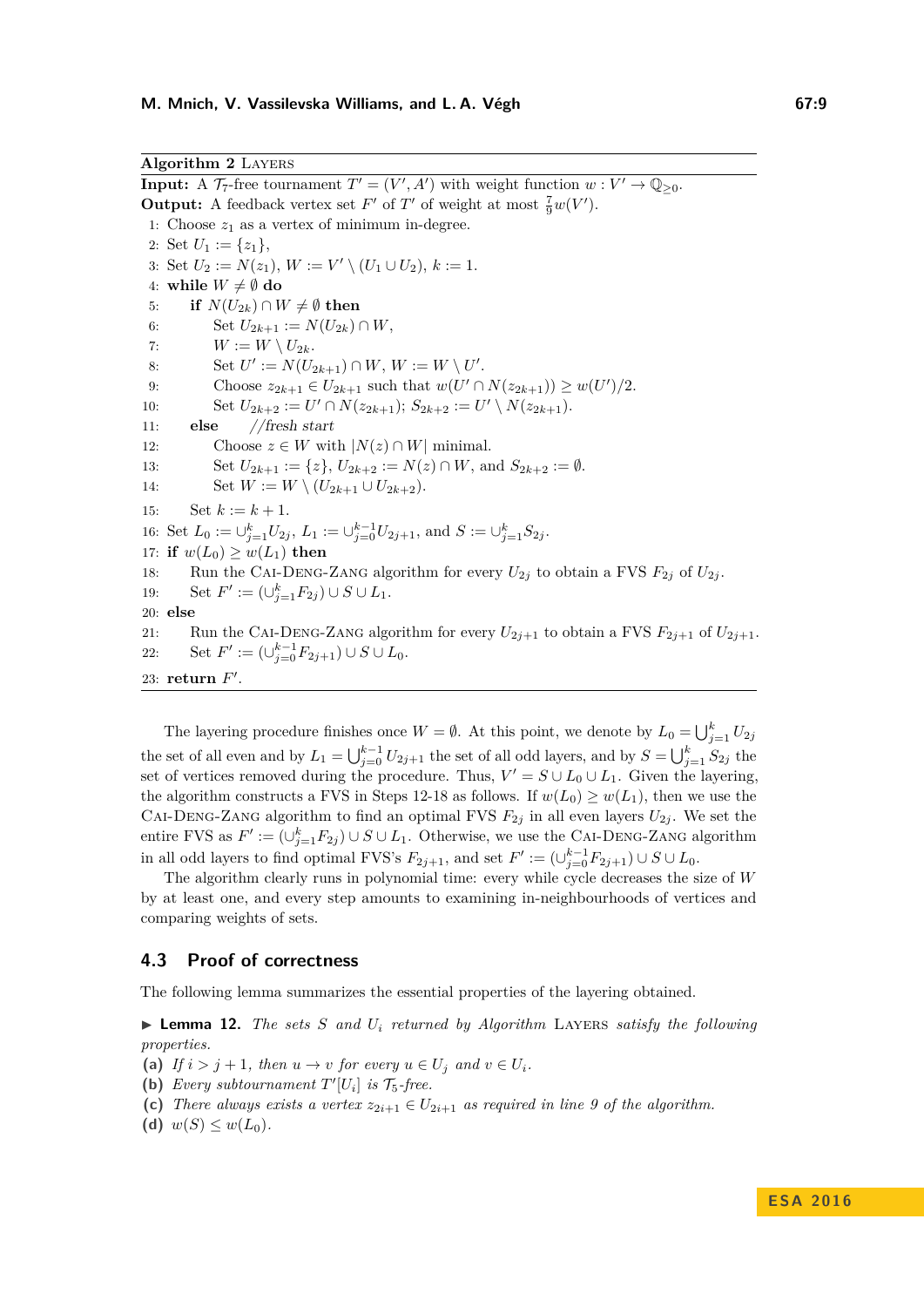**Algorithm 2** LAYERS

```
Input: A T_7-free tournament T' = (V', A') with weight function w : V' → Q_{≥0}.
Output: A feedback vertex set F' of T' of weight at most (7/9)w(V').
 1: Choose z_1 as a vertex of minimum in-degree.
 2: Set U_1 := {z_1},
 3: Set U_2 := N(z_1), W := V' \ (U_1 ∪ U_2), k := 1.
 4: while W ≠ ∅ do
 5:     if N(U_{2k}) ∩ W ≠ ∅ then
 6:         Set U_{2k+1} := N(U_{2k}) ∩ W,
 7:         W := W \ U_{2k}.
 8:         Set U' := N(U_{2k+1}) ∩ W, W := W \ U'.
 9:         Choose z_{2k+1} ∈ U_{2k+1} such that w(U' ∩ N(z_{2k+1})) ≥ w(U')/2.
10:         Set U_{2k+2} := U' ∩ N(z_{2k+1}); S_{2k+2} := U' \ N(z_{2k+1}).
11:     else      //fresh start
12:         Choose z ∈ W with |N(z) ∩ W| minimal.
13:         Set U_{2k+1} := {z}, U_{2k+2} := N(z) ∩ W, and S_{2k+2} := ∅.
14:         Set W := W \ (U_{2k+1} ∪ U_{2k+2}).
15:     Set k := k + 1.
16: Set L_0 := ∪_{j=1}^{k} U_{2j}, L_1 := ∪_{j=0}^{k-1} U_{2j+1}, and S := ∪_{j=1}^{k} S_{2j}.
17: if w(L_0) ≥ w(L_1) then
18:     Run the CAI-DENG-ZANG algorithm for every U_{2j} to obtain a FVS F_{2j} of U_{2j}.
19:     Set F' := (∪_{j=1}^{k} F_{2j}) ∪ S ∪ L_1.
20: else
21:     Run the CAI-DENG-ZANG algorithm for every U_{2j+1} to obtain a FVS F_{2j+1} of U_{2j+1}.
22:     Set F' := (∪_{j=0}^{k-1} F_{2j+1}) ∪ S ∪ L_0.
23: return F'.
```

The layering procedure finishes once $W = \emptyset$. At this point, we denote by $L_0 = \bigcup_{j=1}^{k} U_{2j}$ the set of all even and by $L_1 = \bigcup_{j=0}^{k-1} U_{2j+1}$ the set of all odd layers, and by $S = \bigcup_{j=1}^{k} S_{2j}$ the set of vertices removed during the procedure. Thus, $V' = S \cup L_0 \cup L_1$. Given the layering, the algorithm constructs a FVS in Steps 12-18 as follows. If $w(L_0) \geq w(L_1)$, then we use the CAI-DENG-ZANG algorithm to find an optimal FVS $F_{2j}$ in all even layers $U_{2j}$. We set the entire FVS as $F' := (\cup_{j=1}^{k} F_{2j}) \cup S \cup L_1$. Otherwise, we use the CAI-DENG-ZANG algorithm in all odd layers to find optimal FVS's $F_{2j+1}$, and set $F' := (\cup_{j=0}^{k-1} F_{2j+1}) \cup S \cup L_0$.

The algorithm clearly runs in polynomial time: every while cycle decreases the size of $W$ by at least one, and every step amounts to examining in-neighbourhoods of vertices and comparing weights of sets.

## 4.3 Proof of correctness

The following lemma summarizes the essential properties of the layering obtained.

▶ **Lemma 12.** *The sets $S$ and $U_i$ returned by Algorithm* LAYERS *satisfy the following properties.*

**(a)** *If $i > j + 1$, then $u \to v$ for every $u \in U_j$ and $v \in U_i$.*
**(b)** *Every subtournament $T'[U_i]$ is $\mathcal{T}_5$-free.*
**(c)** *There always exists a vertex $z_{2i+1} \in U_{2i+1}$ as required in line 9 of the algorithm.*
**(d)** *$w(S) \leq w(L_0)$.*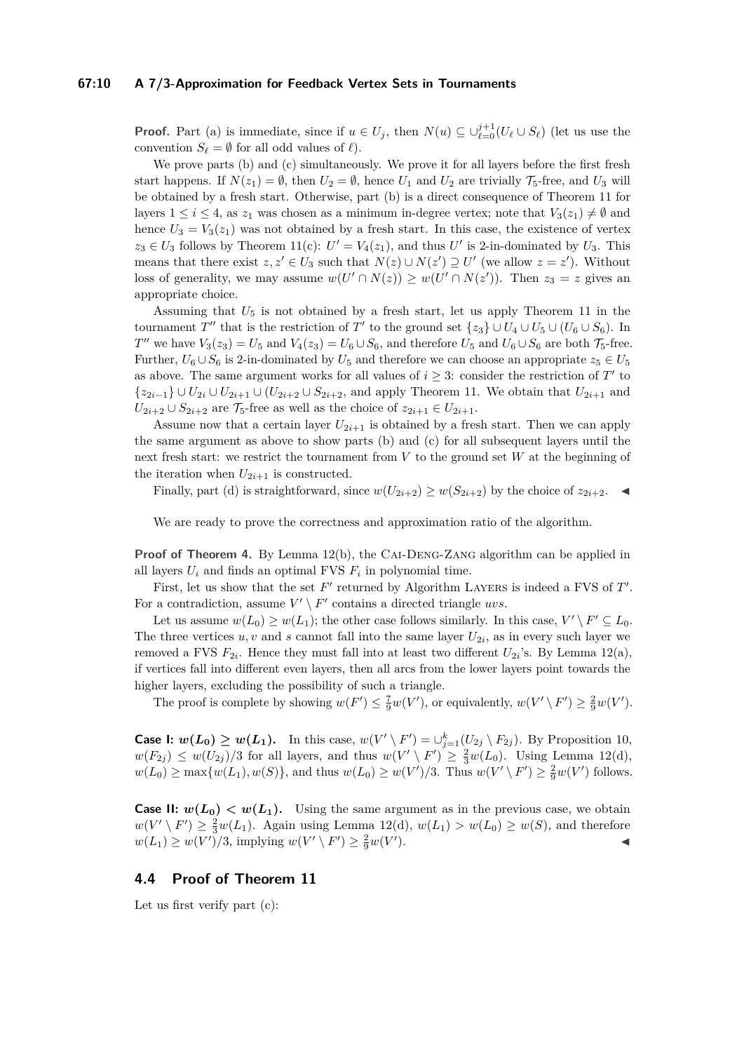**Proof.** Part (a) is immediate, since if $u \in U_j$, then $N(u) \subseteq \cup_{\ell=0}^{j+1}(U_\ell \cup S_\ell)$ (let us use the convention $S_\ell = \emptyset$ for all odd values of $\ell$).

We prove parts (b) and (c) simultaneously. We prove it for all layers before the first fresh start happens. If $N(z_1) = \emptyset$, then $U_2 = \emptyset$, hence $U_1$ and $U_2$ are trivially $\mathcal{T}_5$-free, and $U_3$ will be obtained by a fresh start. Otherwise, part (b) is a direct consequence of Theorem 11 for layers $1 \leq i \leq 4$, as $z_1$ was chosen as a minimum in-degree vertex; note that $V_3(z_1) \neq \emptyset$ and hence $U_3 = V_3(z_1)$ was not obtained by a fresh start. In this case, the existence of vertex $z_3 \in U_3$ follows by Theorem 11(c): $U' = V_4(z_1)$, and thus $U'$ is 2-in-dominated by $U_3$. This means that there exist $z, z' \in U_3$ such that $N(z) \cup N(z') \supseteq U'$ (we allow $z = z'$). Without loss of generality, we may assume $w(U' \cap N(z)) \geq w(U' \cap N(z'))$. Then $z_3 = z$ gives an appropriate choice.

Assuming that $U_5$ is not obtained by a fresh start, let us apply Theorem 11 in the tournament $T''$ that is the restriction of $T'$ to the ground set $\{z_3\} \cup U_4 \cup U_5 \cup (U_6 \cup S_6)$. In $T''$ we have $V_3(z_3) = U_5$ and $V_4(z_3) = U_6 \cup S_6$, and therefore $U_5$ and $U_6 \cup S_6$ are both $\mathcal{T}_5$-free. Further, $U_6 \cup S_6$ is 2-in-dominated by $U_5$ and therefore we can choose an appropriate $z_5 \in U_5$ as above. The same argument works for all values of $i \geq 3$: consider the restriction of $T'$ to $\{z_{2i-1}\} \cup U_{2i} \cup U_{2i+1} \cup (U_{2i+2} \cup S_{2i+2}$, and apply Theorem 11. We obtain that $U_{2i+1}$ and $U_{2i+2} \cup S_{2i+2}$ are $\mathcal{T}_5$-free as well as the choice of $z_{2i+1} \in U_{2i+1}$.

Assume now that a certain layer $U_{2i+1}$ is obtained by a fresh start. Then we can apply the same argument as above to show parts (b) and (c) for all subsequent layers until the next fresh start: we restrict the tournament from $V$ to the ground set $W$ at the beginning of the iteration when $U_{2i+1}$ is constructed.

Finally, part (d) is straightforward, since $w(U_{2i+2}) \geq w(S_{2i+2})$ by the choice of $z_{2i+2}$. ◀

We are ready to prove the correctness and approximation ratio of the algorithm.

**Proof of Theorem 4.** By Lemma 12(b), the CAI-DENG-ZANG algorithm can be applied in all layers $U_i$ and finds an optimal FVS $F_i$ in polynomial time.

First, let us show that the set $F'$ returned by Algorithm LAYERS is indeed a FVS of $T'$. For a contradiction, assume $V' \setminus F'$ contains a directed triangle $uvs$.

Let us assume $w(L_0) \geq w(L_1)$; the other case follows similarly. In this case, $V' \setminus F' \subseteq L_0$. The three vertices $u, v$ and $s$ cannot fall into the same layer $U_{2i}$, as in every such layer we removed a FVS $F_{2i}$. Hence they must fall into at least two different $U_{2i}$'s. By Lemma 12(a), if vertices fall into different even layers, then all arcs from the lower layers point towards the higher layers, excluding the possibility of such a triangle.

The proof is complete by showing $w(F') \leq \frac{7}{9}w(V')$, or equivalently, $w(V' \setminus F') \geq \frac{2}{9}w(V')$.

**Case I: $w(L_0) \geq w(L_1)$.** In this case, $w(V' \setminus F') = \cup_{j=1}^{k}(U_{2j} \setminus F_{2j})$. By Proposition 10, $w(F_{2j}) \leq w(U_{2j})/3$ for all layers, and thus $w(V' \setminus F') \geq \frac{2}{3}w(L_0)$. Using Lemma 12(d), $w(L_0) \geq \max\{w(L_1), w(S)\}$, and thus $w(L_0) \geq w(V')/3$. Thus $w(V' \setminus F') \geq \frac{2}{9}w(V')$ follows.

**Case II: $w(L_0) < w(L_1)$.** Using the same argument as in the previous case, we obtain $w(V' \setminus F') \geq \frac{2}{3}w(L_1)$. Again using Lemma 12(d), $w(L_1) > w(L_0) \geq w(S)$, and therefore $w(L_1) \geq w(V')/3$, implying $w(V' \setminus F') \geq \frac{2}{9}w(V')$. ◀

## 4.4 Proof of Theorem 11

Let us first verify part (c):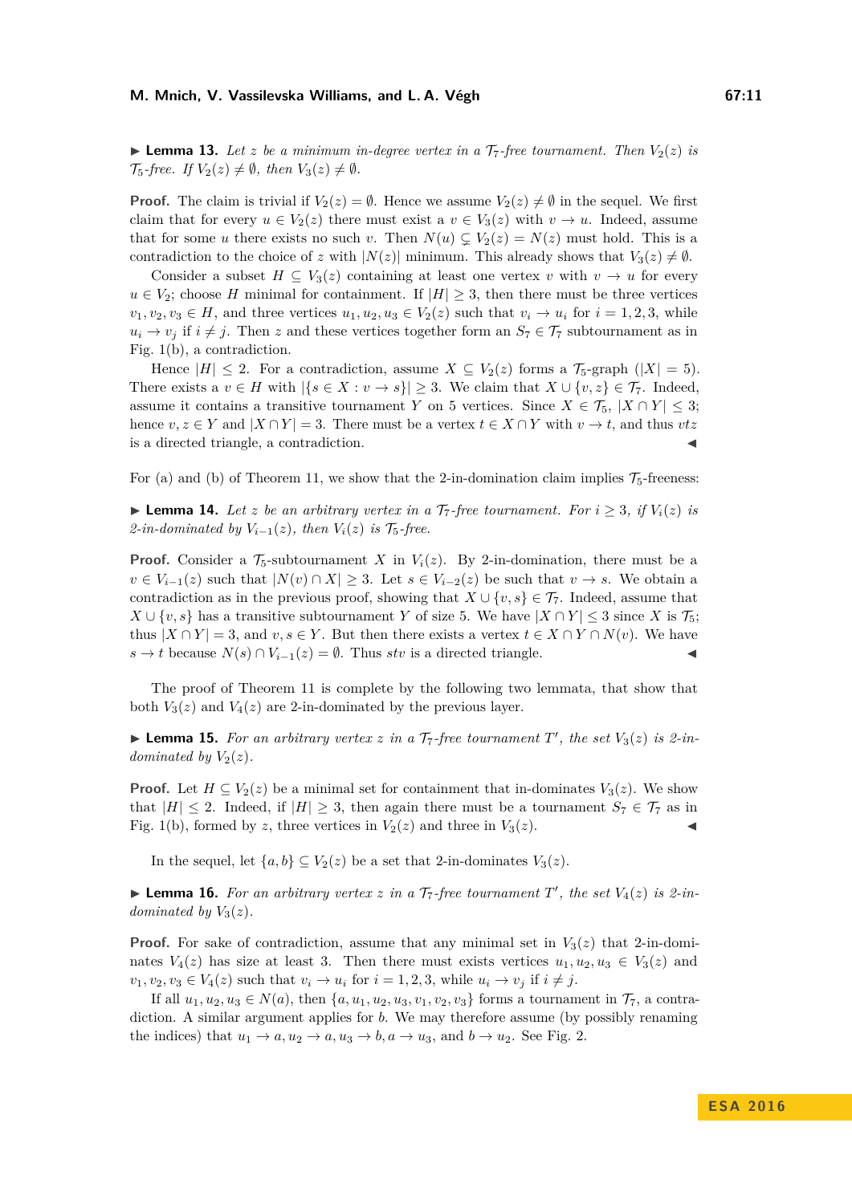▶ **Lemma 13.** *Let $z$ be a minimum in-degree vertex in a $\mathcal{T}_7$-free tournament. Then $V_2(z)$ is $\mathcal{T}_5$-free. If $V_2(z) \neq \emptyset$, then $V_3(z) \neq \emptyset$.*

**Proof.** The claim is trivial if $V_2(z) = \emptyset$. Hence we assume $V_2(z) \neq \emptyset$ in the sequel. We first claim that for every $u \in V_2(z)$ there must exist a $v \in V_3(z)$ with $v \to u$. Indeed, assume that for some $u$ there exists no such $v$. Then $N(u) \subsetneq V_2(z) = N(z)$ must hold. This is a contradiction to the choice of $z$ with $|N(z)|$ minimum. This already shows that $V_3(z) \neq \emptyset$.

Consider a subset $H \subseteq V_3(z)$ containing at least one vertex $v$ with $v \to u$ for every $u \in V_2$; choose $H$ minimal for containment. If $|H| \geq 3$, then there must be three vertices $v_1, v_2, v_3 \in H$, and three vertices $u_1, u_2, u_3 \in V_2(z)$ such that $v_i \to u_i$ for $i = 1, 2, 3$, while $u_i \to v_j$ if $i \neq j$. Then $z$ and these vertices together form an $S_7 \in \mathcal{T}_7$ subtournament as in Fig. 1(b), a contradiction.

Hence $|H| \leq 2$. For a contradiction, assume $X \subseteq V_2(z)$ forms a $\mathcal{T}_5$-graph ($|X| = 5$). There exists a $v \in H$ with $|\{s \in X : v \to s\}| \geq 3$. We claim that $X \cup \{v, z\} \in \mathcal{T}_7$. Indeed, assume it contains a transitive tournament $Y$ on 5 vertices. Since $X \in \mathcal{T}_5$, $|X \cap Y| \leq 3$; hence $v, z \in Y$ and $|X \cap Y| = 3$. There must be a vertex $t \in X \cap Y$ with $v \to t$, and thus $vtz$ is a directed triangle, a contradiction. ◀

For (a) and (b) of Theorem 11, we show that the 2-in-domination claim implies $\mathcal{T}_5$-freeness:

▶ **Lemma 14.** *Let $z$ be an arbitrary vertex in a $\mathcal{T}_7$-free tournament. For $i \geq 3$, if $V_i(z)$ is 2-in-dominated by $V_{i-1}(z)$, then $V_i(z)$ is $\mathcal{T}_5$-free.*

**Proof.** Consider a $\mathcal{T}_5$-subtournament $X$ in $V_i(z)$. By 2-in-domination, there must be a $v \in V_{i-1}(z)$ such that $|N(v) \cap X| \geq 3$. Let $s \in V_{i-2}(z)$ be such that $v \to s$. We obtain a contradiction as in the previous proof, showing that $X \cup \{v, s\} \in \mathcal{T}_7$. Indeed, assume that $X \cup \{v, s\}$ has a transitive subtournament $Y$ of size 5. We have $|X \cap Y| \leq 3$ since $X$ is $\mathcal{T}_5$; thus $|X \cap Y| = 3$, and $v, s \in Y$. But then there exists a vertex $t \in X \cap Y \cap N(v)$. We have $s \to t$ because $N(s) \cap V_{i-1}(z) = \emptyset$. Thus $stv$ is a directed triangle. ◀

The proof of Theorem 11 is complete by the following two lemmata, that show that both $V_3(z)$ and $V_4(z)$ are 2-in-dominated by the previous layer.

▶ **Lemma 15.** *For an arbitrary vertex $z$ in a $\mathcal{T}_7$-free tournament $T'$, the set $V_3(z)$ is 2-in-dominated by $V_2(z)$.*

**Proof.** Let $H \subseteq V_2(z)$ be a minimal set for containment that in-dominates $V_3(z)$. We show that $|H| \leq 2$. Indeed, if $|H| \geq 3$, then again there must be a tournament $S_7 \in \mathcal{T}_7$ as in Fig. 1(b), formed by $z$, three vertices in $V_2(z)$ and three in $V_3(z)$. ◀

In the sequel, let $\{a, b\} \subseteq V_2(z)$ be a set that 2-in-dominates $V_3(z)$.

▶ **Lemma 16.** *For an arbitrary vertex $z$ in a $\mathcal{T}_7$-free tournament $T'$, the set $V_4(z)$ is 2-in-dominated by $V_3(z)$.*

**Proof.** For sake of contradiction, assume that any minimal set in $V_3(z)$ that 2-in-dominates $V_4(z)$ has size at least 3. Then there must exists vertices $u_1, u_2, u_3 \in V_3(z)$ and $v_1, v_2, v_3 \in V_4(z)$ such that $v_i \to u_i$ for $i = 1, 2, 3$, while $u_i \to v_j$ if $i \neq j$.

If all $u_1, u_2, u_3 \in N(a)$, then $\{a, u_1, u_2, u_3, v_1, v_2, v_3\}$ forms a tournament in $\mathcal{T}_7$, a contradiction. A similar argument applies for $b$. We may therefore assume (by possibly renaming the indices) that $u_1 \to a, u_2 \to a, u_3 \to b, a \to u_3$, and $b \to u_2$. See Fig. 2.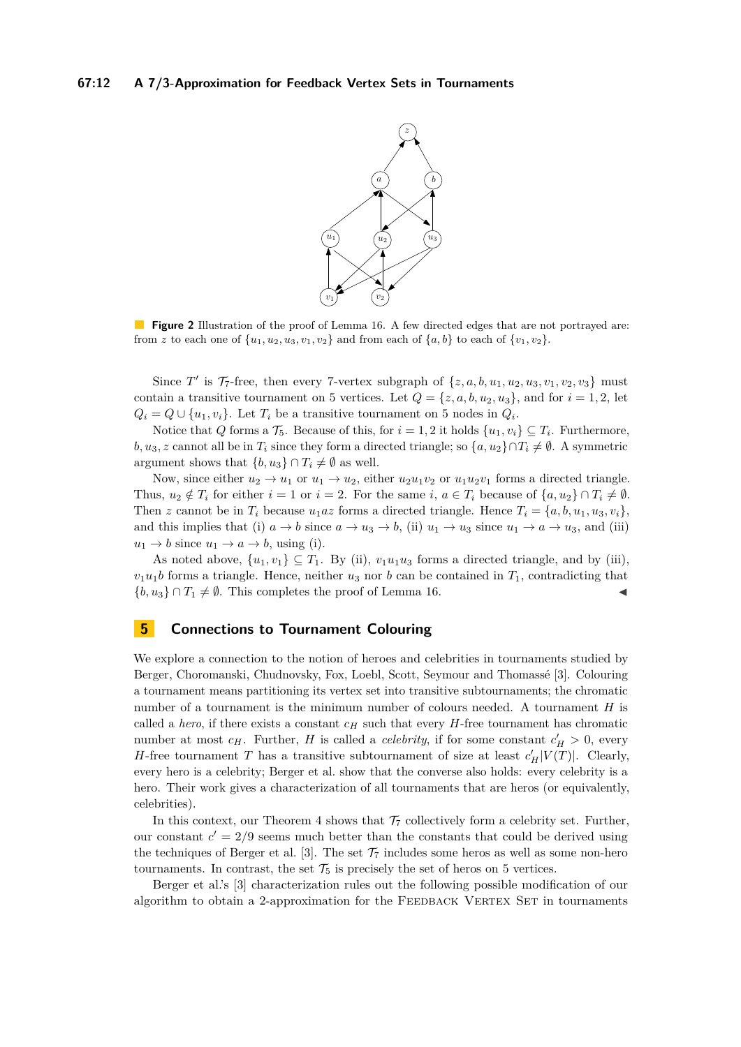**Figure 2** Illustration of the proof of Lemma 16. A few directed edges that are not portrayed are: from $z$ to each one of $\{u_1, u_2, u_3, v_1, v_2\}$ and from each of $\{a, b\}$ to each of $\{v_1, v_2\}$.

Since $T'$ is $\mathcal{T}_7$-free, then every 7-vertex subgraph of $\{z, a, b, u_1, u_2, u_3, v_1, v_2, v_3\}$ must contain a transitive tournament on 5 vertices. Let $Q = \{z, a, b, u_2, u_3\}$, and for $i = 1, 2$, let $Q_i = Q \cup \{u_1, v_i\}$. Let $T_i$ be a transitive tournament on 5 nodes in $Q_i$.

Notice that $Q$ forms a $\mathcal{T}_5$. Because of this, for $i = 1, 2$ it holds $\{u_1, v_i\} \subseteq T_i$. Furthermore, $b, u_3, z$ cannot all be in $T_i$ since they form a directed triangle; so $\{a, u_2\} \cap T_i \neq \emptyset$. A symmetric argument shows that $\{b, u_3\} \cap T_i \neq \emptyset$ as well.

Now, since either $u_2 \to u_1$ or $u_1 \to u_2$, either $u_2 u_1 v_2$ or $u_1 u_2 v_1$ forms a directed triangle. Thus, $u_2 \notin T_i$ for either $i = 1$ or $i = 2$. For the same $i$, $a \in T_i$ because of $\{a, u_2\} \cap T_i \neq \emptyset$. Then $z$ cannot be in $T_i$ because $u_1 a z$ forms a directed triangle. Hence $T_i = \{a, b, u_1, u_3, v_i\}$, and this implies that (i) $a \to b$ since $a \to u_3 \to b$, (ii) $u_1 \to u_3$ since $u_1 \to a \to u_3$, and (iii) $u_1 \to b$ since $u_1 \to a \to b$, using (i).

As noted above, $\{u_1, v_1\} \subseteq T_1$. By (ii), $v_1 u_1 u_3$ forms a directed triangle, and by (iii), $v_1 u_1 b$ forms a triangle. Hence, neither $u_3$ nor $b$ can be contained in $T_1$, contradicting that $\{b, u_3\} \cap T_1 \neq \emptyset$. This completes the proof of Lemma 16. ◀

## 5 Connections to Tournament Colouring

We explore a connection to the notion of heroes and celebrities in tournaments studied by Berger, Choromanski, Chudnovsky, Fox, Loebl, Scott, Seymour and Thomassé [3]. Colouring a tournament means partitioning its vertex set into transitive subtournaments; the chromatic number of a tournament is the minimum number of colours needed. A tournament $H$ is called a *hero*, if there exists a constant $c_H$ such that every $H$-free tournament has chromatic number at most $c_H$. Further, $H$ is called a *celebrity*, if for some constant $c'_H > 0$, every $H$-free tournament $T$ has a transitive subtournament of size at least $c'_H|V(T)|$. Clearly, every hero is a celebrity; Berger et al. show that the converse also holds: every celebrity is a hero. Their work gives a characterization of all tournaments that are heros (or equivalently, celebrities).

In this context, our Theorem 4 shows that $\mathcal{T}_7$ collectively form a celebrity set. Further, our constant $c' = 2/9$ seems much better than the constants that could be derived using the techniques of Berger et al. [3]. The set $\mathcal{T}_7$ includes some heros as well as some non-hero tournaments. In contrast, the set $\mathcal{T}_5$ is precisely the set of heros on 5 vertices.

Berger et al.'s [3] characterization rules out the following possible modification of our algorithm to obtain a 2-approximation for the FEEDBACK VERTEX SET in tournaments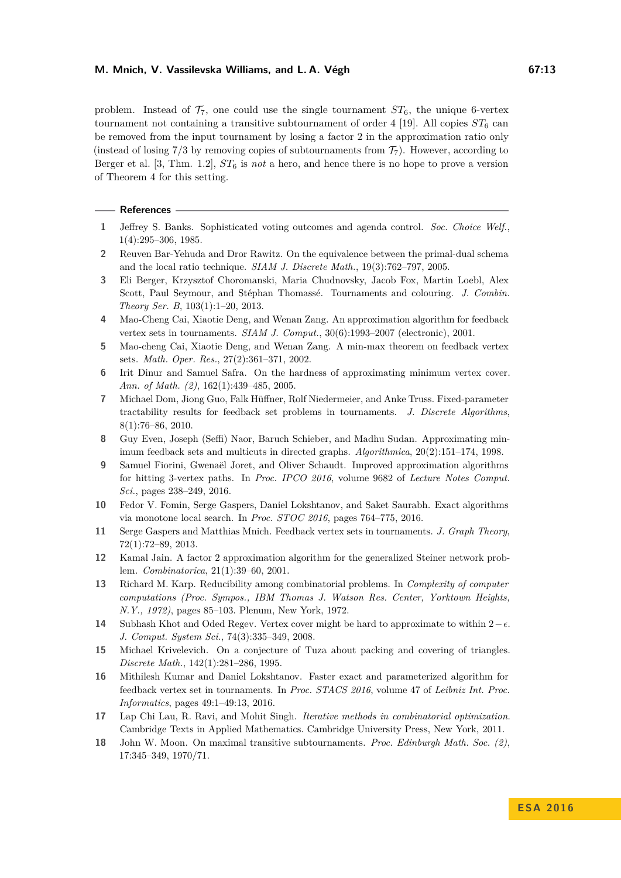problem. Instead of $\mathcal{T}_7$, one could use the single tournament $ST_6$, the unique 6-vertex tournament not containing a transitive subtournament of order 4 [19]. All copies $ST_6$ can be removed from the input tournament by losing a factor 2 in the approximation ratio only (instead of losing 7/3 by removing copies of subtournaments from $\mathcal{T}_7$). However, according to Berger et al. [3, Thm. 1.2], $ST_6$ is *not* a hero, and hence there is no hope to prove a version of Theorem 4 for this setting.

## References

1. Jeffrey S. Banks. Sophisticated voting outcomes and agenda control. *Soc. Choice Welf.*, 1(4):295–306, 1985.
2. Reuven Bar-Yehuda and Dror Rawitz. On the equivalence between the primal-dual schema and the local ratio technique. *SIAM J. Discrete Math.*, 19(3):762–797, 2005.
3. Eli Berger, Krzysztof Choromanski, Maria Chudnovsky, Jacob Fox, Martin Loebl, Alex Scott, Paul Seymour, and Stéphan Thomassé. Tournaments and colouring. *J. Combin. Theory Ser. B*, 103(1):1–20, 2013.
4. Mao-Cheng Cai, Xiaotie Deng, and Wenan Zang. An approximation algorithm for feedback vertex sets in tournaments. *SIAM J. Comput.*, 30(6):1993–2007 (electronic), 2001.
5. Mao-cheng Cai, Xiaotie Deng, and Wenan Zang. A min-max theorem on feedback vertex sets. *Math. Oper. Res.*, 27(2):361–371, 2002.
6. Irit Dinur and Samuel Safra. On the hardness of approximating minimum vertex cover. *Ann. of Math. (2)*, 162(1):439–485, 2005.
7. Michael Dom, Jiong Guo, Falk Hüffner, Rolf Niedermeier, and Anke Truss. Fixed-parameter tractability results for feedback set problems in tournaments. *J. Discrete Algorithms*, 8(1):76–86, 2010.
8. Guy Even, Joseph (Seffi) Naor, Baruch Schieber, and Madhu Sudan. Approximating minimum feedback sets and multicuts in directed graphs. *Algorithmica*, 20(2):151–174, 1998.
9. Samuel Fiorini, Gwenaël Joret, and Oliver Schaudt. Improved approximation algorithms for hitting 3-vertex paths. In *Proc. IPCO 2016*, volume 9682 of *Lecture Notes Comput. Sci.*, pages 238–249, 2016.
10. Fedor V. Fomin, Serge Gaspers, Daniel Lokshtanov, and Saket Saurabh. Exact algorithms via monotone local search. In *Proc. STOC 2016*, pages 764–775, 2016.
11. Serge Gaspers and Matthias Mnich. Feedback vertex sets in tournaments. *J. Graph Theory*, 72(1):72–89, 2013.
12. Kamal Jain. A factor 2 approximation algorithm for the generalized Steiner network problem. *Combinatorica*, 21(1):39–60, 2001.
13. Richard M. Karp. Reducibility among combinatorial problems. In *Complexity of computer computations (Proc. Sympos., IBM Thomas J. Watson Res. Center, Yorktown Heights, N.Y., 1972)*, pages 85–103. Plenum, New York, 1972.
14. Subhash Khot and Oded Regev. Vertex cover might be hard to approximate to within $2-\epsilon$. *J. Comput. System Sci.*, 74(3):335–349, 2008.
15. Michael Krivelevich. On a conjecture of Tuza about packing and covering of triangles. *Discrete Math.*, 142(1):281–286, 1995.
16. Mithilesh Kumar and Daniel Lokshtanov. Faster exact and parameterized algorithm for feedback vertex set in tournaments. In *Proc. STACS 2016*, volume 47 of *Leibniz Int. Proc. Informatics*, pages 49:1–49:13, 2016.
17. Lap Chi Lau, R. Ravi, and Mohit Singh. *Iterative methods in combinatorial optimization*. Cambridge Texts in Applied Mathematics. Cambridge University Press, New York, 2011.
18. John W. Moon. On maximal transitive subtournaments. *Proc. Edinburgh Math. Soc. (2)*, 17:345–349, 1970/71.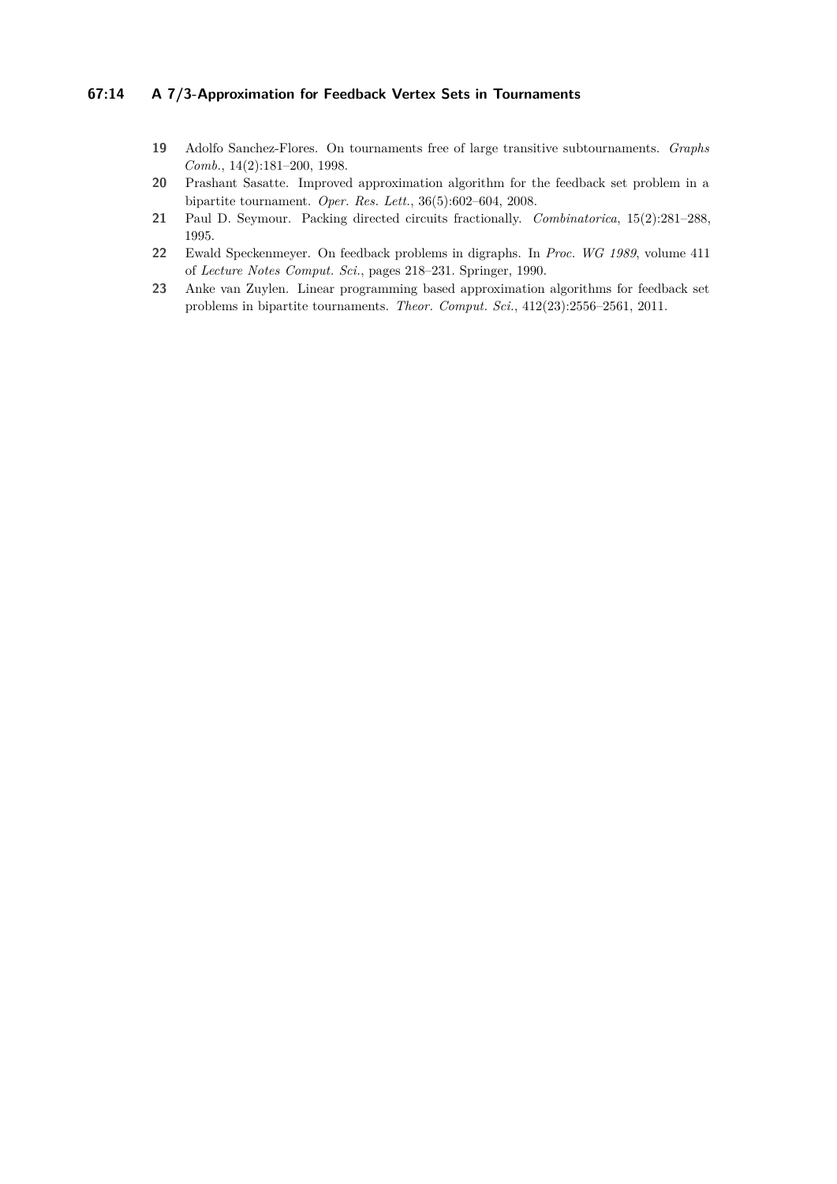19 Adolfo Sanchez-Flores. On tournaments free of large transitive subtournaments. *Graphs Comb.*, 14(2):181–200, 1998.

20 Prashant Sasatte. Improved approximation algorithm for the feedback set problem in a bipartite tournament. *Oper. Res. Lett.*, 36(5):602–604, 2008.

21 Paul D. Seymour. Packing directed circuits fractionally. *Combinatorica*, 15(2):281–288, 1995.

22 Ewald Speckenmeyer. On feedback problems in digraphs. In *Proc. WG 1989*, volume 411 of *Lecture Notes Comput. Sci.*, pages 218–231. Springer, 1990.

23 Anke van Zuylen. Linear programming based approximation algorithms for feedback set problems in bipartite tournaments. *Theor. Comput. Sci.*, 412(23):2556–2561, 2011.